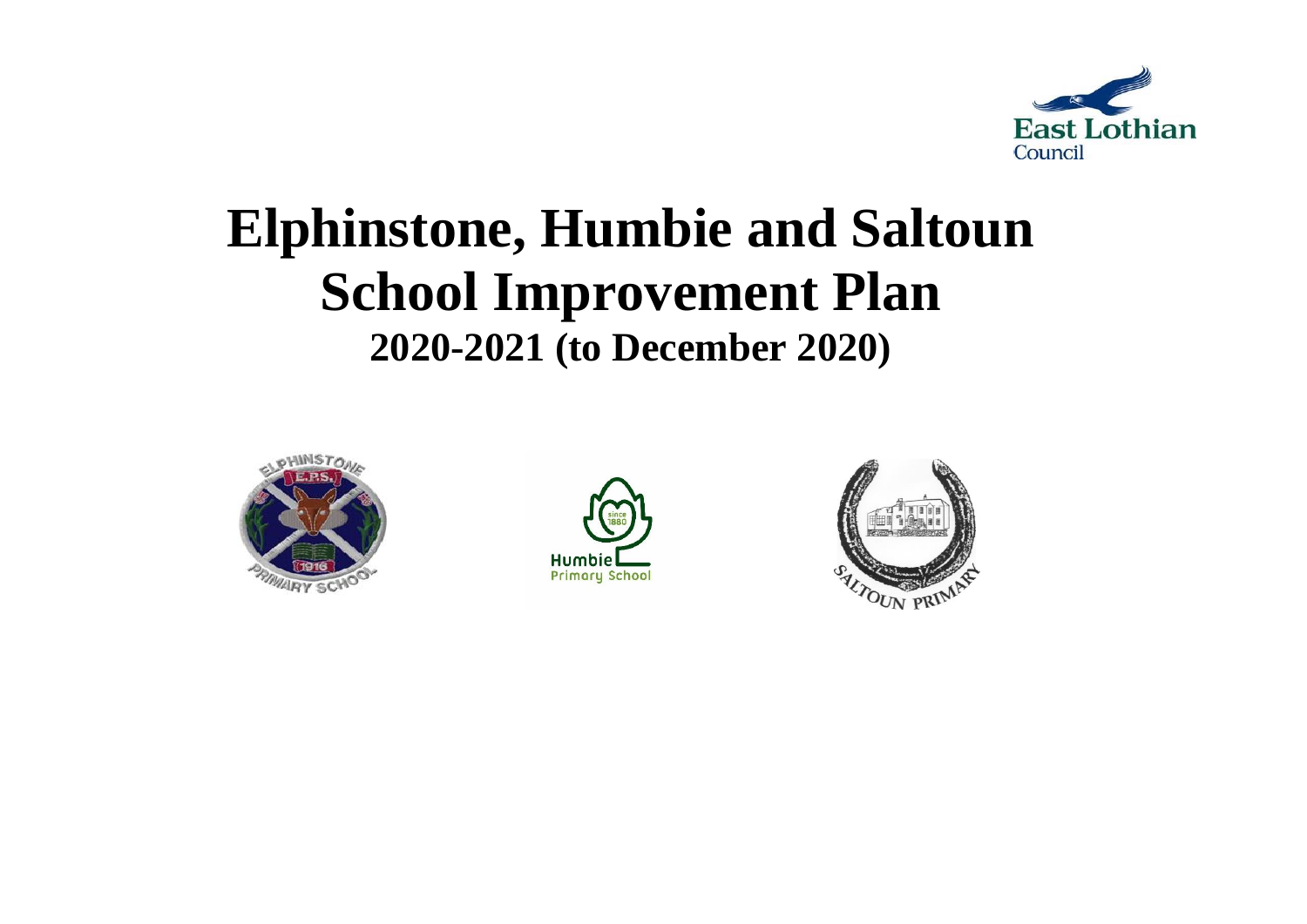# Elphinstone, Humbie and Saltoun School Improvement Plan

## 2020-2021 (to December 2020)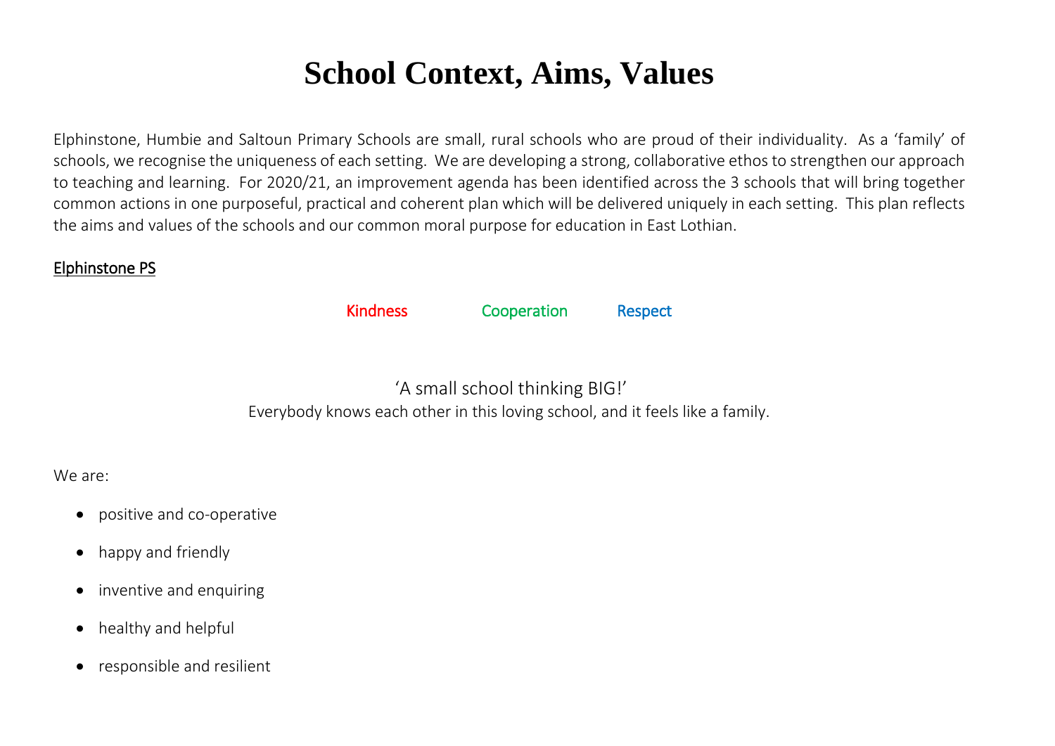# School Context, Aims, Values

Elphinstone, Humbie and Saltoun Primary Schools are small, rural schools who are proud of their individuality. As a 'family' of schools, we recognise the uniqueness of each setting. We are developing a strong, collaborative ethos to strengthen our approach to teaching and learning. For 2020/21, an improvement agenda has been identified across the 3 schools that will bring together common actions in one purposeful, practical and coherent plan which will be delivered uniquely in each setting. This plan reflects the aims and values of the schools and our common moral purpose for education in East Lothian.

## Elphinstone PS

Kindness Cooperation Respect

'A small school thinking BIG!'

Everybody knows each other in this loving school, and it feels like a family.

We are:

- positive and co-operative
- happy and friendly
- inventive and enquiring
- healthy and helpful
- responsible and resilient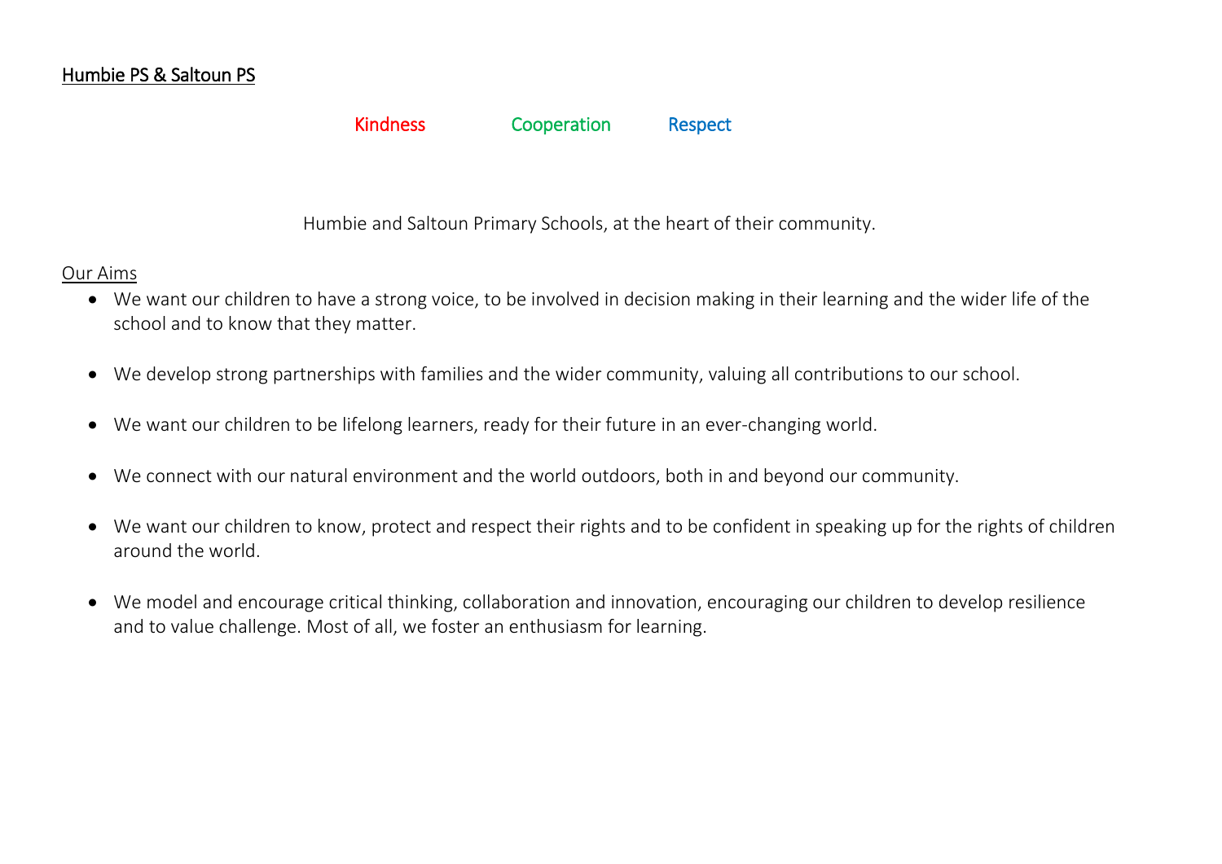Humbie PS & Saltoun PS

Kindness Cooperation Respect

Humbie and Saltoun Primary Schools, at the heart of their community.

Our Aims

- We want our children to have a strong voice, to be involved in decision making in their learning and the wider life of the school and to know that they matter.
- We develop strong partnerships with families and the wider community, valuing all contributions to our school.
- We want our children to be lifelong learners, ready for their future in an ever-changing world.
- We connect with our natural environment and the world outdoors, both in and beyond our community.
- We want our children to know, protect and respect their rights and to be confident in speaking up for the rights of children around the world.
- We model and encourage critical thinking, collaboration and innovation, encouraging our children to develop resilience and to value challenge. Most of all, we foster an enthusiasm for learning.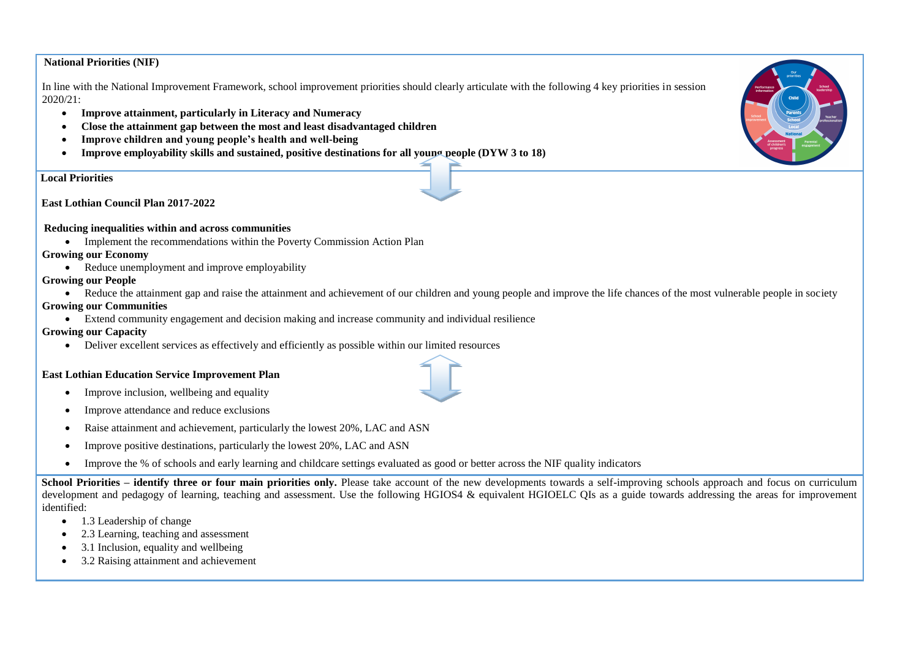**National Priorities (NIF)**

In line with the National Improvement Framework, school improvement priorities should clearly articulate with the following 4 key priorities in session 2020/21:

- **Improve attainment, particularly in Literacy and Numeracy**
- **Close the attainment gap between the most and least disadvantaged children**
- **Improve children and young people's health and well-being**
- **Improve employability skills and sustained, positive destinations for all young people (DYW 3 to 18)**

**Local Priorities**

**East Lothian Council Plan 2017-2022**

**Reducing inequalities within and across communities**

- Implement the recommendations within the Poverty Commission Action Plan

**Growing our Economy**

- Reduce unemployment and improve employability

**Growing our People**

- Reduce the attainment gap and raise the attainment and achievement of our children and young people and improve the life chances of the most vulnerable people in society

**Growing our Communities**

- Extend community engagement and decision making and increase community and individual resilience

**Growing our Capacity**

- Deliver excellent services as effectively and efficiently as possible within our limited resources

**East Lothian Education Service Improvement Plan**

- Improve inclusion, wellbeing and equality
- Improve attendance and reduce exclusions
- Raise attainment and achievement, particularly the lowest 20%, LAC and ASN
- Improve positive destinations, particularly the lowest 20%, LAC and ASN
- Improve the % of schools and early learning and childcare settings evaluated as good or better across the NIF quality indicators

**School Priorities – identify three or four main priorities only.** Please take account of the new developments towards a self-improving schools approach and focus on curriculum development and pedagogy of learning, teaching and assessment. Use the following HGIOS4 & equivalent HGIOELC QIs as a guide towards addressing the areas for improvement identified:

- 1.3 Leadership of change
- 2.3 Learning, teaching and assessment
- 3.1 Inclusion, equality and wellbeing
- 3.2 Raising attainment and achievement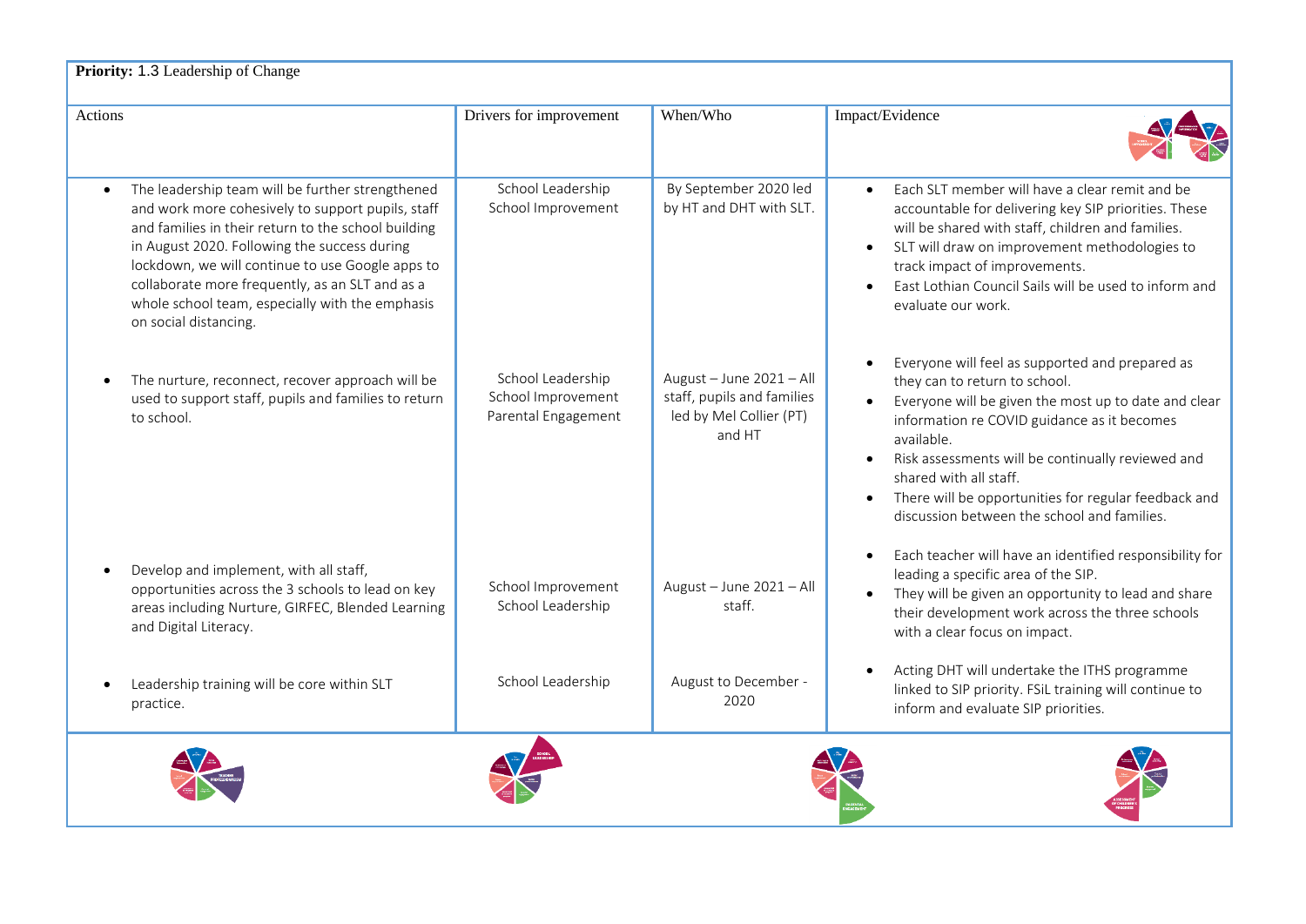**Priority:** 1.3 Leadership of Change

| Actions | Drivers for improvement | When/Who | Impact/Evidence |
|---|---|---|---|
| • The leadership team will be further strengthened and work more cohesively to support pupils, staff and families in their return to the school building in August 2020. Following the success during lockdown, we will continue to use Google apps to collaborate more frequently, as an SLT and as a whole school team, especially with the emphasis on social distancing. | School Leadership<br>School Improvement | By September 2020 led by HT and DHT with SLT. | • Each SLT member will have a clear remit and be accountable for delivering key SIP priorities. These will be shared with staff, children and families.<br>• SLT will draw on improvement methodologies to track impact of improvements.<br>• East Lothian Council Sails will be used to inform and evaluate our work. |
| • The nurture, reconnect, recover approach will be used to support staff, pupils and families to return to school. | School Leadership<br>School Improvement<br>Parental Engagement | August – June 2021 – All staff, pupils and families led by Mel Collier (PT) and HT | • Everyone will feel as supported and prepared as they can to return to school.<br>• Everyone will be given the most up to date and clear information re COVID guidance as it becomes available.<br>• Risk assessments will be continually reviewed and shared with all staff.<br>• There will be opportunities for regular feedback and discussion between the school and families. |
| • Develop and implement, with all staff, opportunities across the 3 schools to lead on key areas including Nurture, GIRFEC, Blended Learning and Digital Literacy. | School Improvement<br>School Leadership | August – June 2021 – All staff. | • Each teacher will have an identified responsibility for leading a specific area of the SIP.<br>• They will be given an opportunity to lead and share their development work across the three schools with a clear focus on impact. |
| • Leadership training will be core within SLT practice. | School Leadership | August to December - 2020 | • Acting DHT will undertake the ITHS programme linked to SIP priority. FSiL training will continue to inform and evaluate SIP priorities. |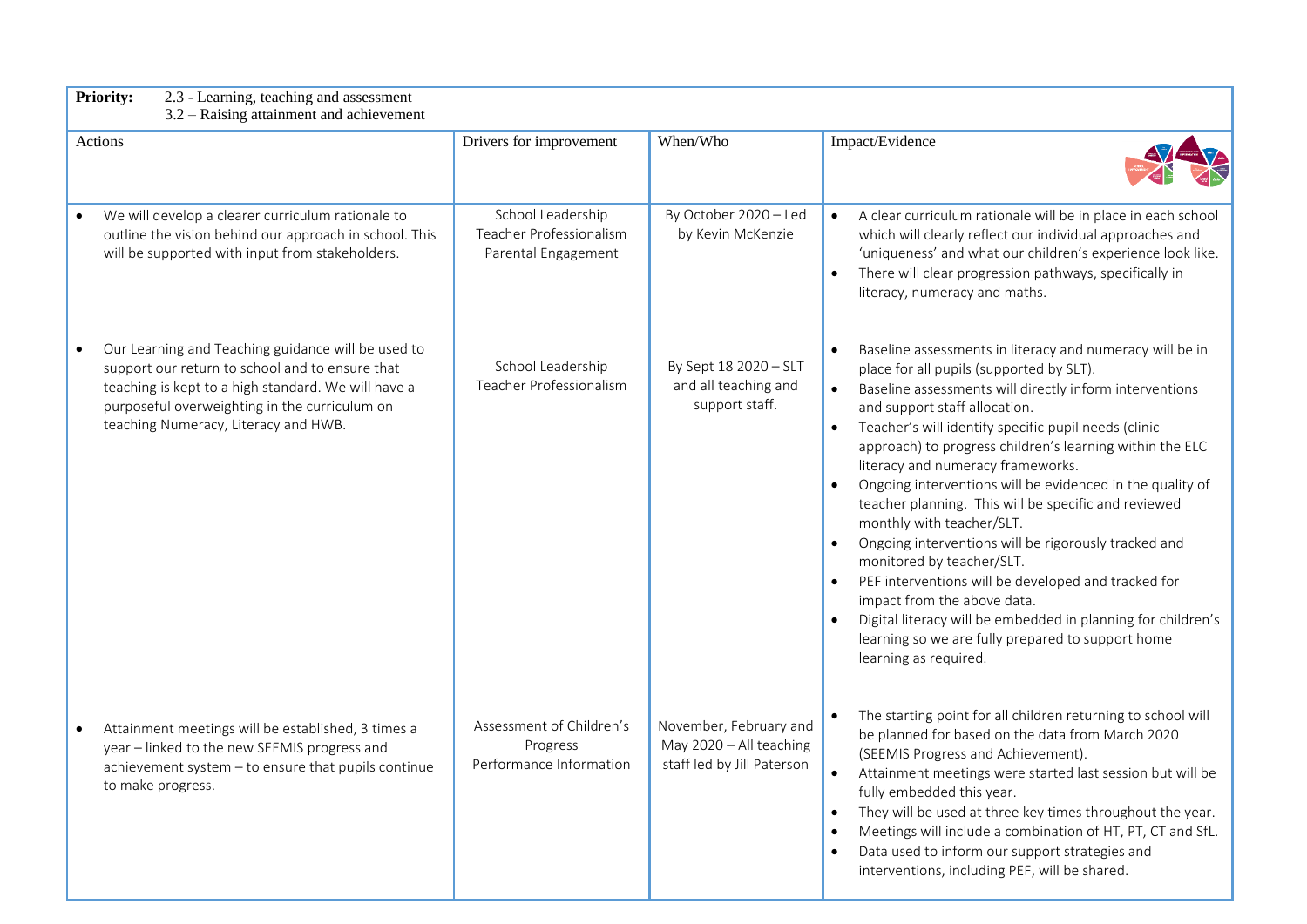**Priority:** 2.3 - Learning, teaching and assessment
3.2 – Raising attainment and achievement

| Actions | Drivers for improvement | When/Who | Impact/Evidence |
|---|---|---|---|
| • We will develop a clearer curriculum rationale to outline the vision behind our approach in school. This will be supported with input from stakeholders. | School Leadership<br>Teacher Professionalism<br>Parental Engagement | By October 2020 – Led by Kevin McKenzie | • A clear curriculum rationale will be in place in each school which will clearly reflect our individual approaches and 'uniqueness' and what our children's experience look like.<br>• There will clear progression pathways, specifically in literacy, numeracy and maths. |
| • Our Learning and Teaching guidance will be used to support our return to school and to ensure that teaching is kept to a high standard. We will have a purposeful overweighting in the curriculum on teaching Numeracy, Literacy and HWB. | School Leadership<br>Teacher Professionalism | By Sept 18 2020 – SLT and all teaching and support staff. | • Baseline assessments in literacy and numeracy will be in place for all pupils (supported by SLT).<br>• Baseline assessments will directly inform interventions and support staff allocation.<br>• Teacher's will identify specific pupil needs (clinic approach) to progress children's learning within the ELC literacy and numeracy frameworks.<br>• Ongoing interventions will be evidenced in the quality of teacher planning. This will be specific and reviewed monthly with teacher/SLT.<br>• Ongoing interventions will be rigorously tracked and monitored by teacher/SLT.<br>• PEF interventions will be developed and tracked for impact from the above data.<br>• Digital literacy will be embedded in planning for children's learning so we are fully prepared to support home learning as required. |
| • Attainment meetings will be established, 3 times a year – linked to the new SEEMIS progress and achievement system – to ensure that pupils continue to make progress. | Assessment of Children's Progress<br>Performance Information | November, February and May 2020 – All teaching staff led by Jill Paterson | • The starting point for all children returning to school will be planned for based on the data from March 2020 (SEEMIS Progress and Achievement).<br>• Attainment meetings were started last session but will be fully embedded this year.<br>• They will be used at three key times throughout the year.<br>• Meetings will include a combination of HT, PT, CT and SfL.<br>• Data used to inform our support strategies and interventions, including PEF, will be shared. |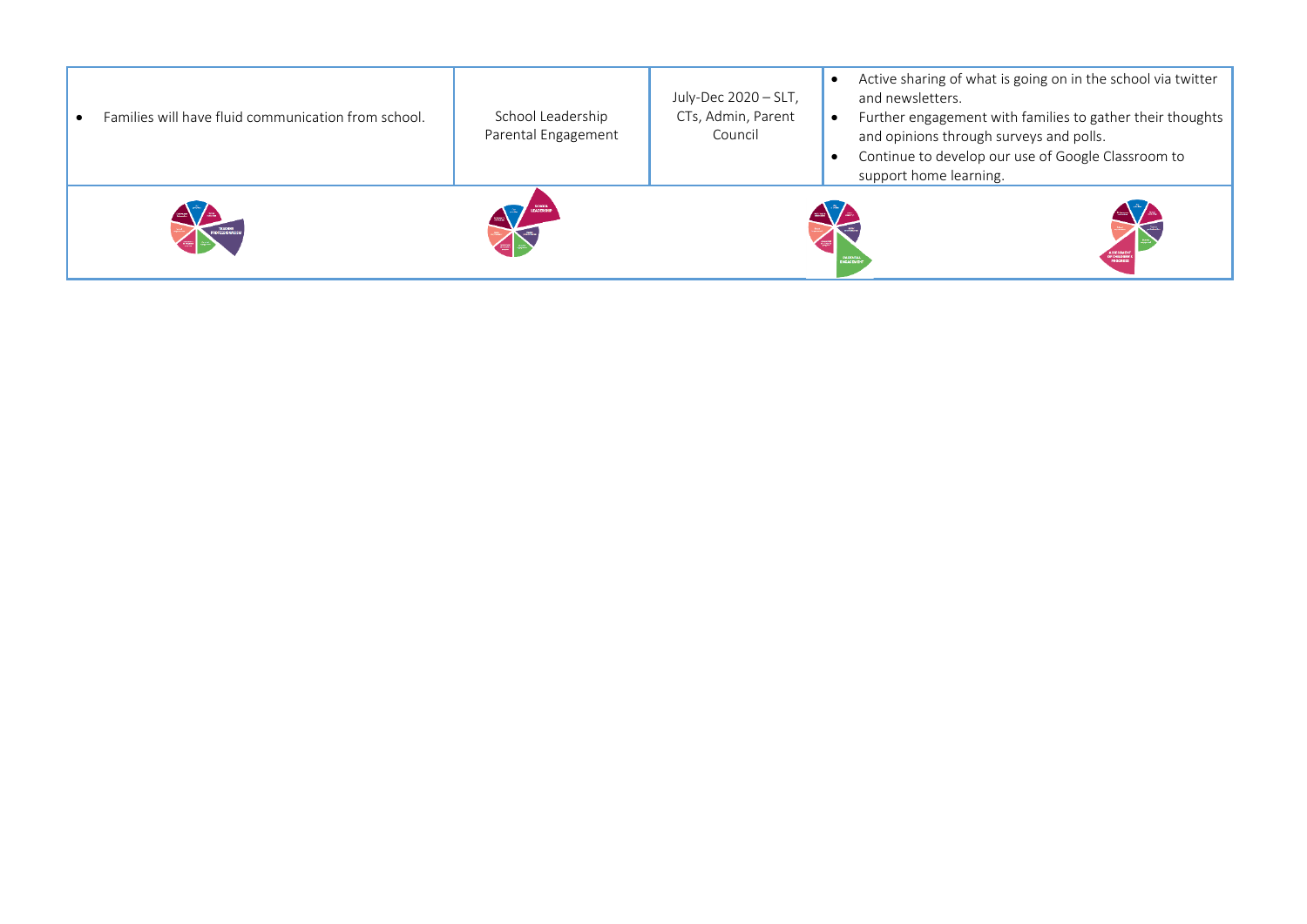| | | | |
|---|---|---|---|
| • Families will have fluid communication from school. | School Leadership<br>Parental Engagement | July-Dec 2020 – SLT, CTs, Admin, Parent Council | • Active sharing of what is going on in the school via twitter and newsletters.<br>• Further engagement with families to gather their thoughts and opinions through surveys and polls.<br>• Continue to develop our use of Google Classroom to support home learning. |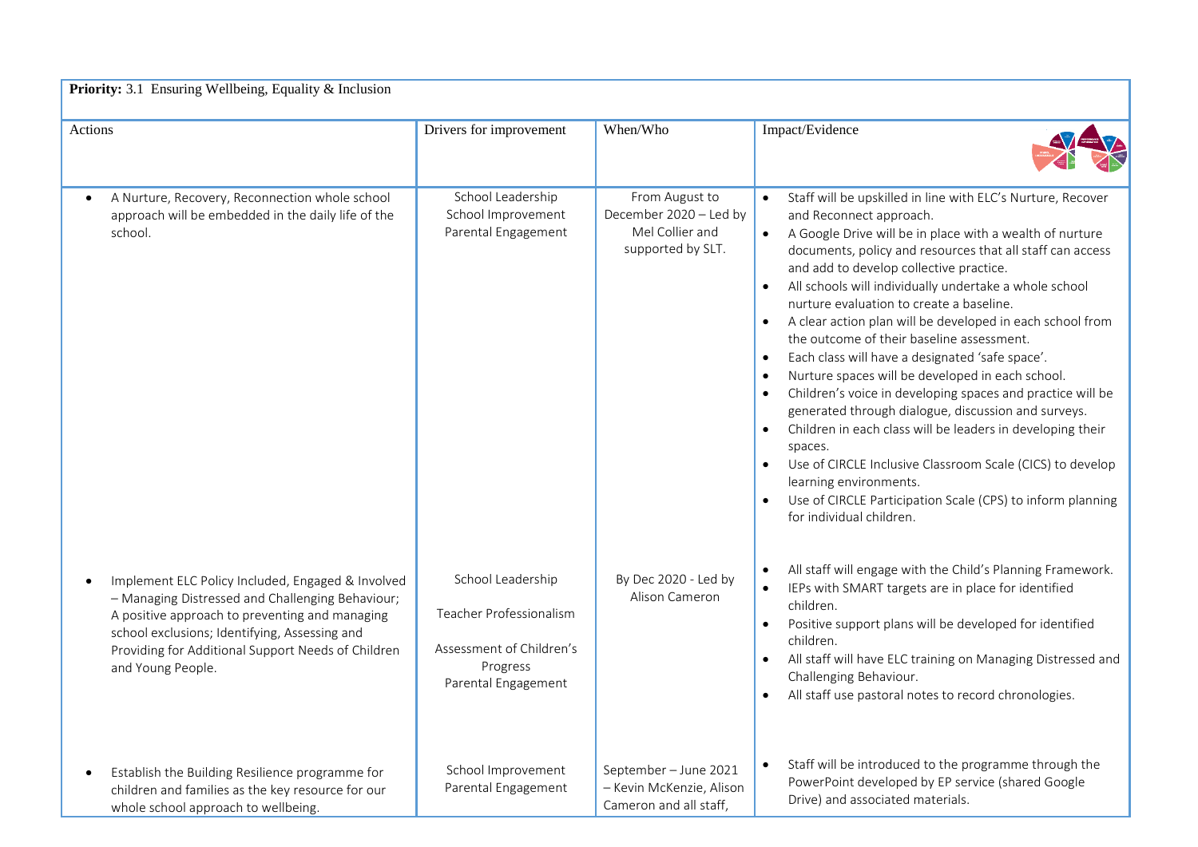**Priority:** 3.1 Ensuring Wellbeing, Equality & Inclusion

| Actions | Drivers for improvement | When/Who | Impact/Evidence |
| --- | --- | --- | --- |
| • A Nurture, Recovery, Reconnection whole school approach will be embedded in the daily life of the school. | School Leadership<br>School Improvement<br>Parental Engagement | From August to December 2020 – Led by Mel Collier and supported by SLT. | • Staff will be upskilled in line with ELC's Nurture, Recover and Reconnect approach.<br>• A Google Drive will be in place with a wealth of nurture documents, policy and resources that all staff can access and add to develop collective practice.<br>• All schools will individually undertake a whole school nurture evaluation to create a baseline.<br>• A clear action plan will be developed in each school from the outcome of their baseline assessment.<br>• Each class will have a designated 'safe space'.<br>• Nurture spaces will be developed in each school.<br>• Children's voice in developing spaces and practice will be generated through dialogue, discussion and surveys.<br>• Children in each class will be leaders in developing their spaces.<br>• Use of CIRCLE Inclusive Classroom Scale (CICS) to develop learning environments.<br>• Use of CIRCLE Participation Scale (CPS) to inform planning for individual children. |
| • Implement ELC Policy Included, Engaged & Involved – Managing Distressed and Challenging Behaviour; A positive approach to preventing and managing school exclusions; Identifying, Assessing and Providing for Additional Support Needs of Children and Young People. | School Leadership<br>Teacher Professionalism<br>Assessment of Children's Progress<br>Parental Engagement | By Dec 2020 - Led by Alison Cameron | • All staff will engage with the Child's Planning Framework.<br>• IEPs with SMART targets are in place for identified children.<br>• Positive support plans will be developed for identified children.<br>• All staff will have ELC training on Managing Distressed and Challenging Behaviour.<br>• All staff use pastoral notes to record chronologies. |
| • Establish the Building Resilience programme for children and families as the key resource for our whole school approach to wellbeing. | School Improvement<br>Parental Engagement | September – June 2021 – Kevin McKenzie, Alison Cameron and all staff, | • Staff will be introduced to the programme through the PowerPoint developed by EP service (shared Google Drive) and associated materials. |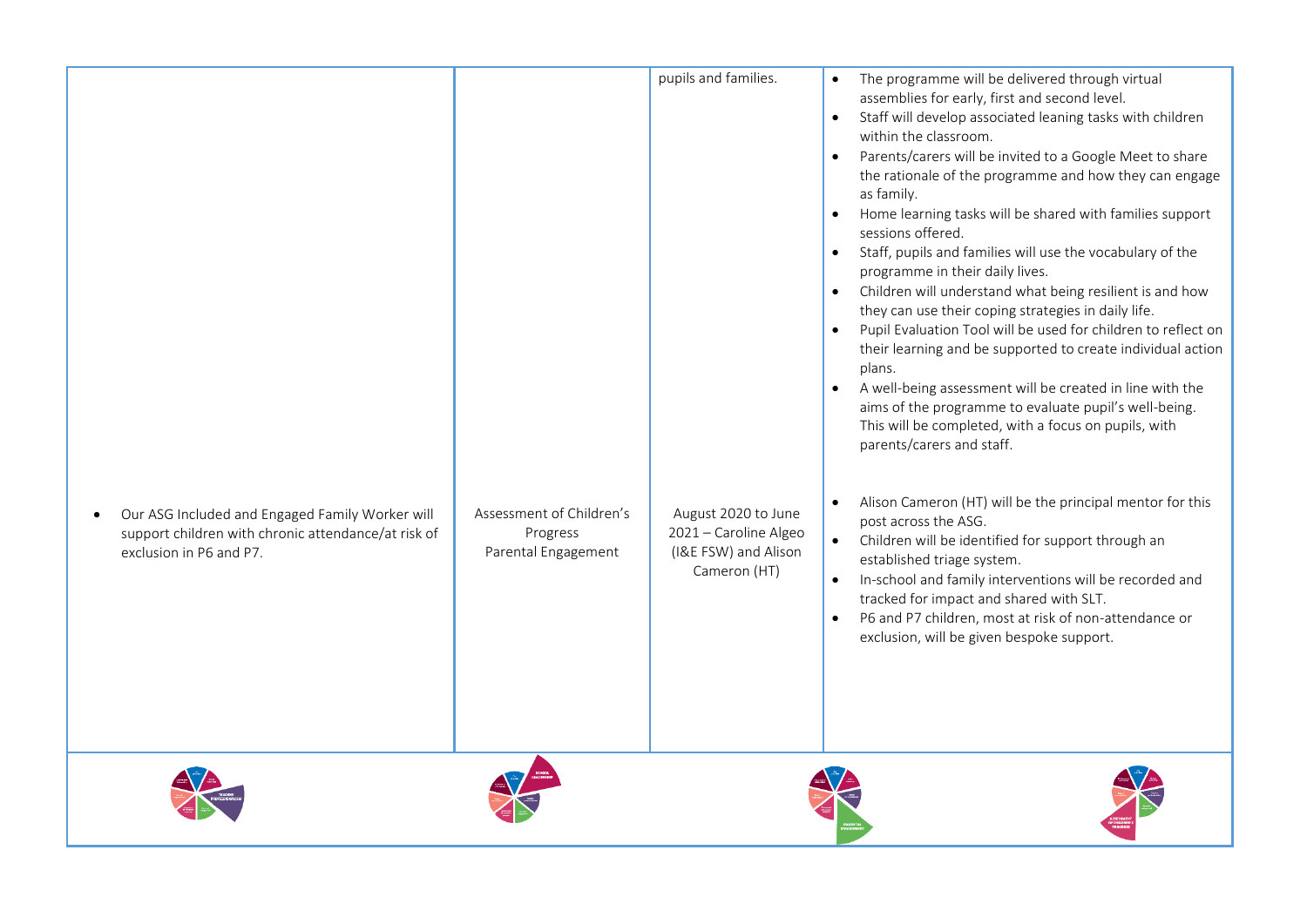| | | | |
|---|---|---|---|
| | | pupils and families. | • The programme will be delivered through virtual assemblies for early, first and second level.<br>• Staff will develop associated leaning tasks with children within the classroom.<br>• Parents/carers will be invited to a Google Meet to share the rationale of the programme and how they can engage as family.<br>• Home learning tasks will be shared with families support sessions offered.<br>• Staff, pupils and families will use the vocabulary of the programme in their daily lives.<br>• Children will understand what being resilient is and how they can use their coping strategies in daily life.<br>• Pupil Evaluation Tool will be used for children to reflect on their learning and be supported to create individual action plans.<br>• A well-being assessment will be created in line with the aims of the programme to evaluate pupil's well-being. This will be completed, with a focus on pupils, with parents/carers and staff. |
| • Our ASG Included and Engaged Family Worker will support children with chronic attendance/at risk of exclusion in P6 and P7. | Assessment of Children's Progress<br>Parental Engagement | August 2020 to June 2021 – Caroline Algeo (I&E FSW) and Alison Cameron (HT) | • Alison Cameron (HT) will be the principal mentor for this post across the ASG.<br>• Children will be identified for support through an established triage system.<br>• In-school and family interventions will be recorded and tracked for impact and shared with SLT.<br>• P6 and P7 children, most at risk of non-attendance or exclusion, will be given bespoke support. |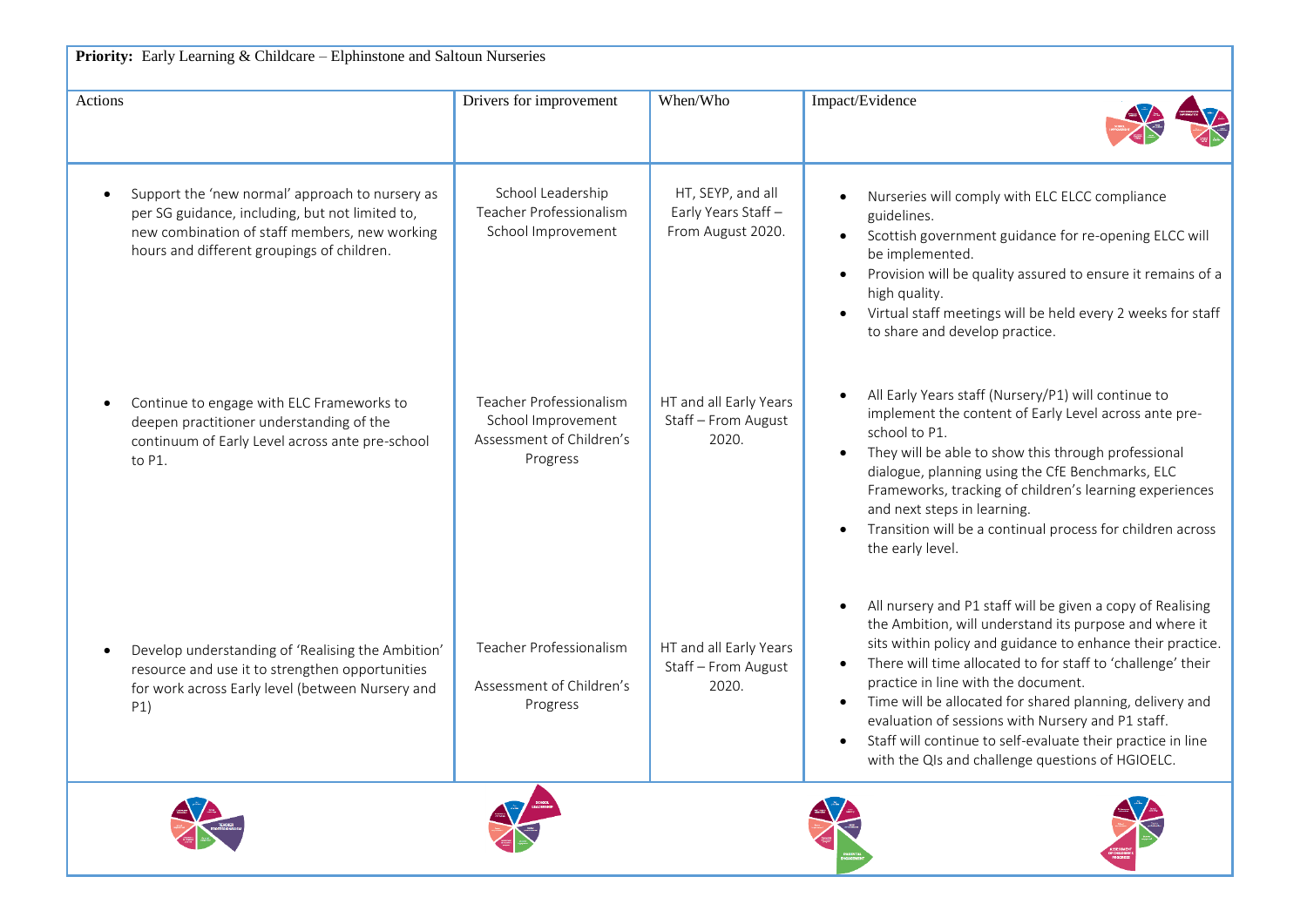**Priority:** Early Learning & Childcare – Elphinstone and Saltoun Nurseries

| Actions | Drivers for improvement | When/Who | Impact/Evidence |
|---|---|---|---|
| • Support the 'new normal' approach to nursery as per SG guidance, including, but not limited to, new combination of staff members, new working hours and different groupings of children. | School Leadership<br>Teacher Professionalism<br>School Improvement | HT, SEYP, and all Early Years Staff – From August 2020. | • Nurseries will comply with ELC ELCC compliance guidelines.<br>• Scottish government guidance for re-opening ELCC will be implemented.<br>• Provision will be quality assured to ensure it remains of a high quality.<br>• Virtual staff meetings will be held every 2 weeks for staff to share and develop practice. |
| • Continue to engage with ELC Frameworks to deepen practitioner understanding of the continuum of Early Level across ante pre-school to P1. | Teacher Professionalism<br>School Improvement<br>Assessment of Children's Progress | HT and all Early Years Staff – From August 2020. | • All Early Years staff (Nursery/P1) will continue to implement the content of Early Level across ante pre-school to P1.<br>• They will be able to show this through professional dialogue, planning using the CfE Benchmarks, ELC Frameworks, tracking of children's learning experiences and next steps in learning.<br>• Transition will be a continual process for children across the early level. |
| • Develop understanding of 'Realising the Ambition' resource and use it to strengthen opportunities for work across Early level (between Nursery and P1) | Teacher Professionalism<br><br>Assessment of Children's Progress | HT and all Early Years Staff – From August 2020. | • All nursery and P1 staff will be given a copy of Realising the Ambition, will understand its purpose and where it sits within policy and guidance to enhance their practice.<br>• There will time allocated to for staff to 'challenge' their practice in line with the document.<br>• Time will be allocated for shared planning, delivery and evaluation of sessions with Nursery and P1 staff.<br>• Staff will continue to self-evaluate their practice in line with the QIs and challenge questions of HGIOELC. |